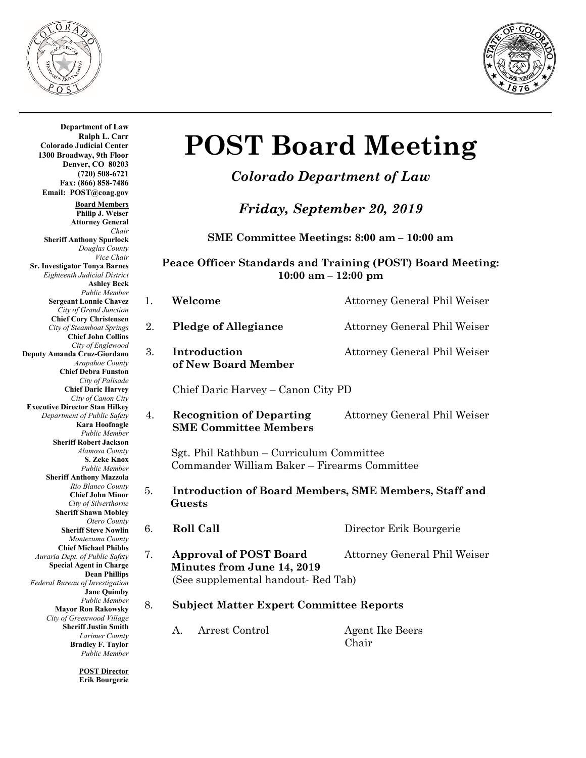**Department of Law**
**Ralph L. Carr**
**Colorado Judicial Center**
**1300 Broadway, 9th Floor**
**Denver, CO 80203**
**(720) 508-6721**
**Fax: (866) 858-7486**
**Email: POST@coag.gov**

**Board Members**

**Philip J. Weiser**
**Attorney General**
*Chair*

**Sheriff Anthony Spurlock**
*Douglas County*
*Vice Chair*

**Sr. Investigator Tonya Barnes**
*Eighteenth Judicial District*

**Ashley Beck**
*Public Member*

**Sergeant Lonnie Chavez**
*City of Grand Junction*

**Chief Cory Christensen**
*City of Steamboat Springs*

**Chief John Collins**
*City of Englewood*

**Deputy Amanda Cruz-Giordano**
*Arapahoe County*

**Chief Debra Funston**
*City of Palisade*

**Chief Daric Harvey**
*City of Canon City*

**Executive Director Stan Hilkey**
*Department of Public Safety*

**Kara Hoofnagle**
*Public Member*

**Sheriff Robert Jackson**
*Alamosa County*

**S. Zeke Knox**
*Public Member*

**Sheriff Anthony Mazzola**
*Rio Blanco County*

**Chief John Minor**
*City of Silverthorne*

**Sheriff Shawn Mobley**
*Otero County*

**Sheriff Steve Nowlin**
*Montezuma County*

**Chief Michael Phibbs**
*Auraria Dept. of Public Safety*

**Special Agent in Charge Dean Phillips**
*Federal Bureau of Investigation*

**Jane Quimby**
*Public Member*

**Mayor Ron Rakowsky**
*City of Greenwood Village*

**Sheriff Justin Smith**
*Larimer County*

**Bradley F. Taylor**
*Public Member*

**POST Director**
**Erik Bourgerie**

# POST Board Meeting

## *Colorado Department of Law*

## *Friday, September 20, 2019*

**SME Committee Meetings: 8:00 am – 10:00 am**

**Peace Officer Standards and Training (POST) Board Meeting: 10:00 am – 12:00 pm**

1. **Welcome** — Attorney General Phil Weiser

2. **Pledge of Allegiance** — Attorney General Phil Weiser

3. **Introduction of New Board Member** — Attorney General Phil Weiser

   Chief Daric Harvey – Canon City PD

4. **Recognition of Departing SME Committee Members** — Attorney General Phil Weiser

   Sgt. Phil Rathbun – Curriculum Committee
   Commander William Baker – Firearms Committee

5. **Introduction of Board Members, SME Members, Staff and Guests**

6. **Roll Call** — Director Erik Bourgerie

7. **Approval of POST Board Minutes from June 14, 2019** — Attorney General Phil Weiser
   (See supplemental handout- Red Tab)

8. **Subject Matter Expert Committee Reports**

   A. Arrest Control — Agent Ike Beers, Chair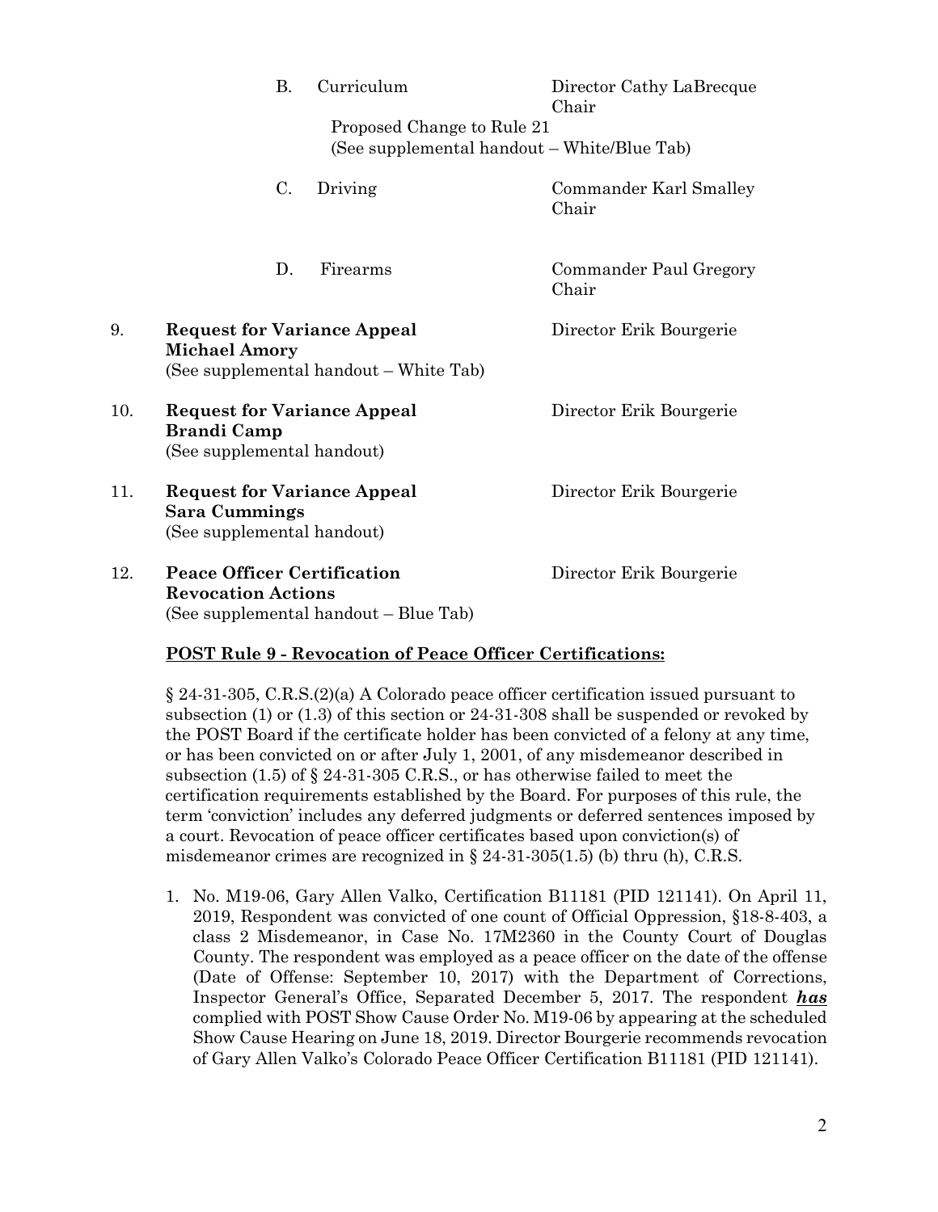B. Curriculum — Director Cathy LaBrecque, Chair

Proposed Change to Rule 21
(See supplemental handout – White/Blue Tab)

C. Driving — Commander Karl Smalley, Chair

D. Firearms — Commander Paul Gregory, Chair

9. **Request for Variance Appeal**
   **Michael Amory** — Director Erik Bourgerie
   (See supplemental handout – White Tab)

10. **Request for Variance Appeal**
    **Brandi Camp** — Director Erik Bourgerie
    (See supplemental handout)

11. **Request for Variance Appeal**
    **Sara Cummings** — Director Erik Bourgerie
    (See supplemental handout)

12. **Peace Officer Certification**
    **Revocation Actions** — Director Erik Bourgerie
    (See supplemental handout – Blue Tab)

**POST Rule 9 - Revocation of Peace Officer Certifications:**

§ 24-31-305, C.R.S.(2)(a) A Colorado peace officer certification issued pursuant to subsection (1) or (1.3) of this section or 24-31-308 shall be suspended or revoked by the POST Board if the certificate holder has been convicted of a felony at any time, or has been convicted on or after July 1, 2001, of any misdemeanor described in subsection (1.5) of § 24-31-305 C.R.S., or has otherwise failed to meet the certification requirements established by the Board. For purposes of this rule, the term 'conviction' includes any deferred judgments or deferred sentences imposed by a court. Revocation of peace officer certificates based upon conviction(s) of misdemeanor crimes are recognized in § 24-31-305(1.5) (b) thru (h), C.R.S.

1. No. M19-06, Gary Allen Valko, Certification B11181 (PID 121141). On April 11, 2019, Respondent was convicted of one count of Official Oppression, §18-8-403, a class 2 Misdemeanor, in Case No. 17M2360 in the County Court of Douglas County. The respondent was employed as a peace officer on the date of the offense (Date of Offense: September 10, 2017) with the Department of Corrections, Inspector General's Office, Separated December 5, 2017. The respondent ***has*** complied with POST Show Cause Order No. M19-06 by appearing at the scheduled Show Cause Hearing on June 18, 2019. Director Bourgerie recommends revocation of Gary Allen Valko's Colorado Peace Officer Certification B11181 (PID 121141).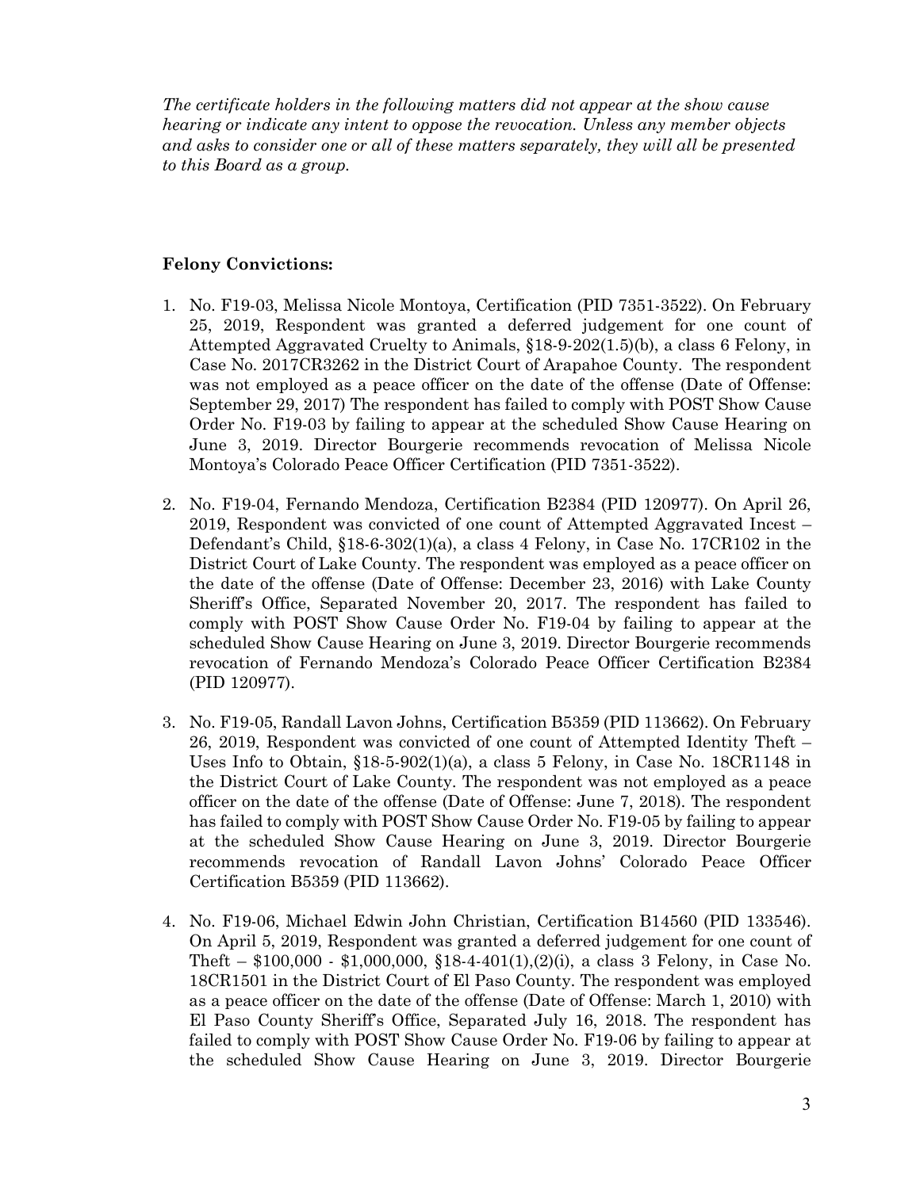*The certificate holders in the following matters did not appear at the show cause hearing or indicate any intent to oppose the revocation. Unless any member objects and asks to consider one or all of these matters separately, they will all be presented to this Board as a group.*

**Felony Convictions:**

1. No. F19-03, Melissa Nicole Montoya, Certification (PID 7351-3522). On February 25, 2019, Respondent was granted a deferred judgement for one count of Attempted Aggravated Cruelty to Animals, §18-9-202(1.5)(b), a class 6 Felony, in Case No. 2017CR3262 in the District Court of Arapahoe County. The respondent was not employed as a peace officer on the date of the offense (Date of Offense: September 29, 2017) The respondent has failed to comply with POST Show Cause Order No. F19-03 by failing to appear at the scheduled Show Cause Hearing on June 3, 2019. Director Bourgerie recommends revocation of Melissa Nicole Montoya's Colorado Peace Officer Certification (PID 7351-3522).

2. No. F19-04, Fernando Mendoza, Certification B2384 (PID 120977). On April 26, 2019, Respondent was convicted of one count of Attempted Aggravated Incest – Defendant's Child, §18-6-302(1)(a), a class 4 Felony, in Case No. 17CR102 in the District Court of Lake County. The respondent was employed as a peace officer on the date of the offense (Date of Offense: December 23, 2016) with Lake County Sheriff's Office, Separated November 20, 2017. The respondent has failed to comply with POST Show Cause Order No. F19-04 by failing to appear at the scheduled Show Cause Hearing on June 3, 2019. Director Bourgerie recommends revocation of Fernando Mendoza's Colorado Peace Officer Certification B2384 (PID 120977).

3. No. F19-05, Randall Lavon Johns, Certification B5359 (PID 113662). On February 26, 2019, Respondent was convicted of one count of Attempted Identity Theft – Uses Info to Obtain, §18-5-902(1)(a), a class 5 Felony, in Case No. 18CR1148 in the District Court of Lake County. The respondent was not employed as a peace officer on the date of the offense (Date of Offense: June 7, 2018). The respondent has failed to comply with POST Show Cause Order No. F19-05 by failing to appear at the scheduled Show Cause Hearing on June 3, 2019. Director Bourgerie recommends revocation of Randall Lavon Johns' Colorado Peace Officer Certification B5359 (PID 113662).

4. No. F19-06, Michael Edwin John Christian, Certification B14560 (PID 133546). On April 5, 2019, Respondent was granted a deferred judgement for one count of Theft – $100,000 - $1,000,000, §18-4-401(1),(2)(i), a class 3 Felony, in Case No. 18CR1501 in the District Court of El Paso County. The respondent was employed as a peace officer on the date of the offense (Date of Offense: March 1, 2010) with El Paso County Sheriff's Office, Separated July 16, 2018. The respondent has failed to comply with POST Show Cause Order No. F19-06 by failing to appear at the scheduled Show Cause Hearing on June 3, 2019. Director Bourgerie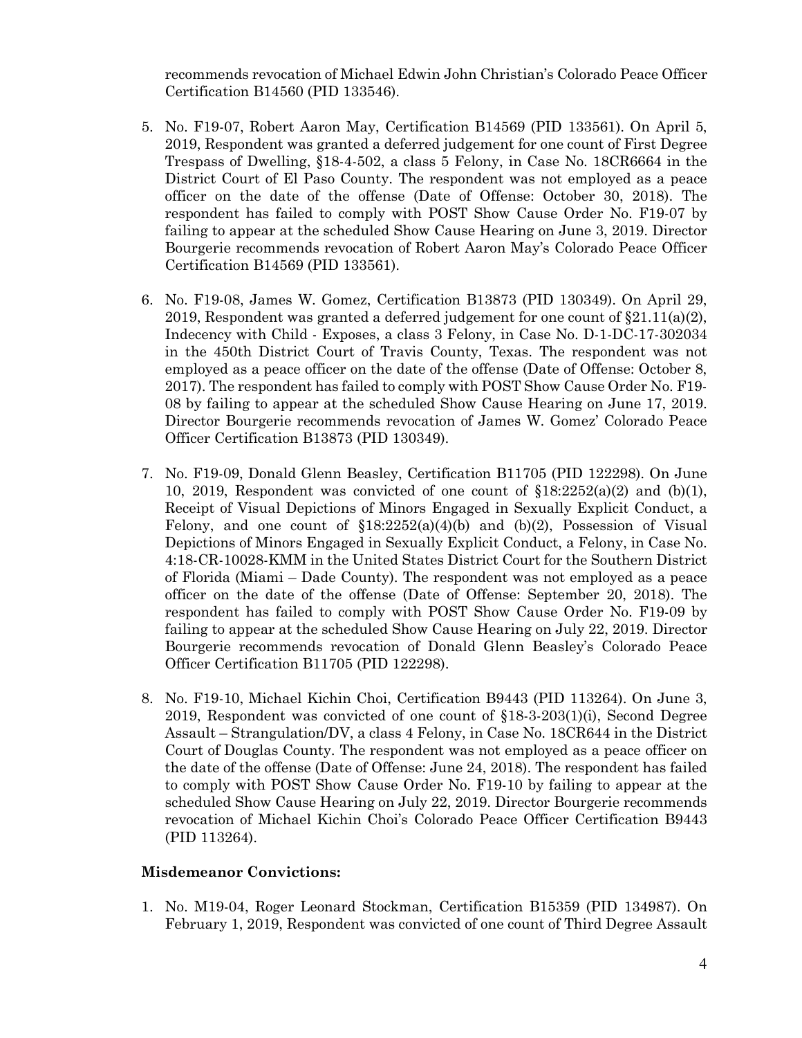recommends revocation of Michael Edwin John Christian's Colorado Peace Officer Certification B14560 (PID 133546).

5. No. F19-07, Robert Aaron May, Certification B14569 (PID 133561). On April 5, 2019, Respondent was granted a deferred judgement for one count of First Degree Trespass of Dwelling, §18-4-502, a class 5 Felony, in Case No. 18CR6664 in the District Court of El Paso County. The respondent was not employed as a peace officer on the date of the offense (Date of Offense: October 30, 2018). The respondent has failed to comply with POST Show Cause Order No. F19-07 by failing to appear at the scheduled Show Cause Hearing on June 3, 2019. Director Bourgerie recommends revocation of Robert Aaron May's Colorado Peace Officer Certification B14569 (PID 133561).

6. No. F19-08, James W. Gomez, Certification B13873 (PID 130349). On April 29, 2019, Respondent was granted a deferred judgement for one count of §21.11(a)(2), Indecency with Child - Exposes, a class 3 Felony, in Case No. D-1-DC-17-302034 in the 450th District Court of Travis County, Texas. The respondent was not employed as a peace officer on the date of the offense (Date of Offense: October 8, 2017). The respondent has failed to comply with POST Show Cause Order No. F19-08 by failing to appear at the scheduled Show Cause Hearing on June 17, 2019. Director Bourgerie recommends revocation of James W. Gomez' Colorado Peace Officer Certification B13873 (PID 130349).

7. No. F19-09, Donald Glenn Beasley, Certification B11705 (PID 122298). On June 10, 2019, Respondent was convicted of one count of §18:2252(a)(2) and (b)(1), Receipt of Visual Depictions of Minors Engaged in Sexually Explicit Conduct, a Felony, and one count of §18:2252(a)(4)(b) and (b)(2), Possession of Visual Depictions of Minors Engaged in Sexually Explicit Conduct, a Felony, in Case No. 4:18-CR-10028-KMM in the United States District Court for the Southern District of Florida (Miami – Dade County). The respondent was not employed as a peace officer on the date of the offense (Date of Offense: September 20, 2018). The respondent has failed to comply with POST Show Cause Order No. F19-09 by failing to appear at the scheduled Show Cause Hearing on July 22, 2019. Director Bourgerie recommends revocation of Donald Glenn Beasley's Colorado Peace Officer Certification B11705 (PID 122298).

8. No. F19-10, Michael Kichin Choi, Certification B9443 (PID 113264). On June 3, 2019, Respondent was convicted of one count of §18-3-203(1)(i), Second Degree Assault – Strangulation/DV, a class 4 Felony, in Case No. 18CR644 in the District Court of Douglas County. The respondent was not employed as a peace officer on the date of the offense (Date of Offense: June 24, 2018). The respondent has failed to comply with POST Show Cause Order No. F19-10 by failing to appear at the scheduled Show Cause Hearing on July 22, 2019. Director Bourgerie recommends revocation of Michael Kichin Choi's Colorado Peace Officer Certification B9443 (PID 113264).

**Misdemeanor Convictions:**

1. No. M19-04, Roger Leonard Stockman, Certification B15359 (PID 134987). On February 1, 2019, Respondent was convicted of one count of Third Degree Assault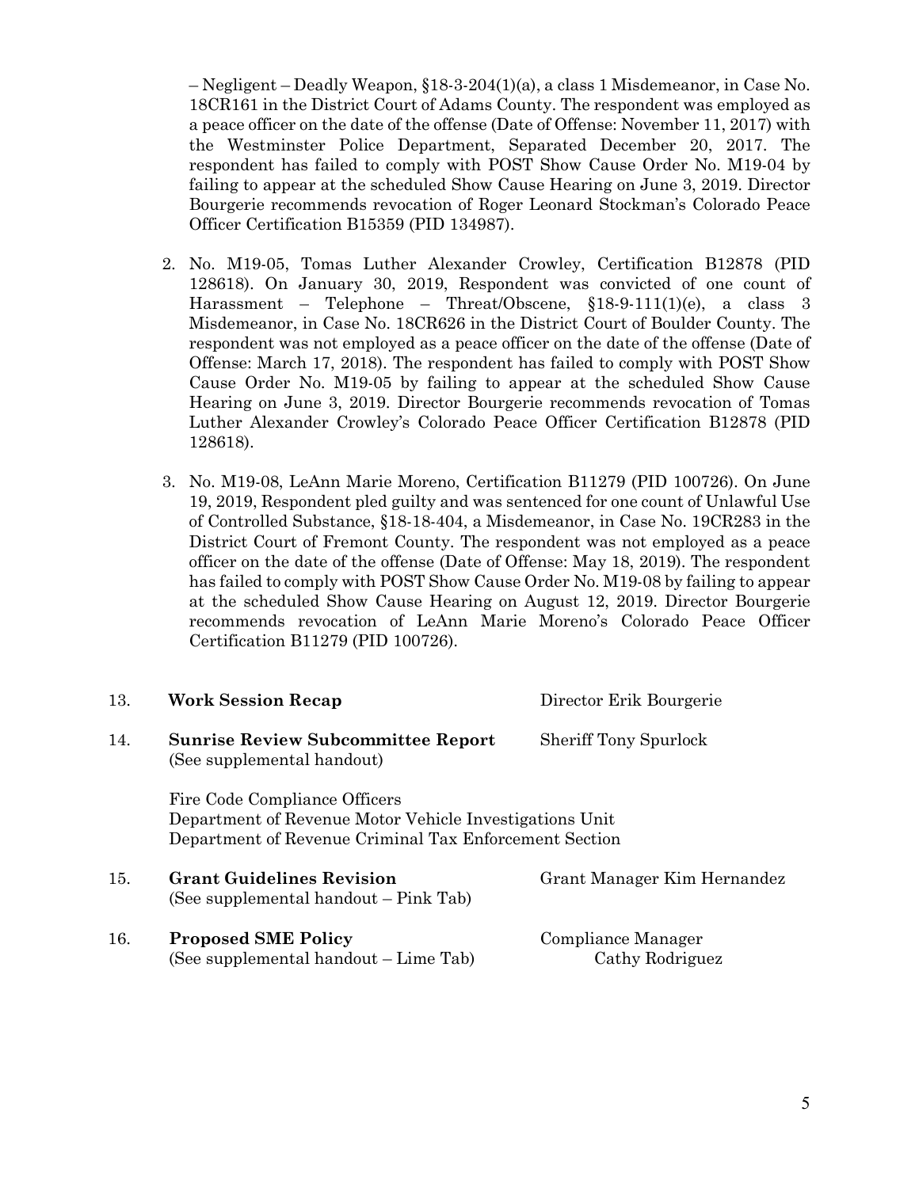– Negligent – Deadly Weapon, §18-3-204(1)(a), a class 1 Misdemeanor, in Case No. 18CR161 in the District Court of Adams County. The respondent was employed as a peace officer on the date of the offense (Date of Offense: November 11, 2017) with the Westminster Police Department, Separated December 20, 2017. The respondent has failed to comply with POST Show Cause Order No. M19-04 by failing to appear at the scheduled Show Cause Hearing on June 3, 2019. Director Bourgerie recommends revocation of Roger Leonard Stockman's Colorado Peace Officer Certification B15359 (PID 134987).

2. No. M19-05, Tomas Luther Alexander Crowley, Certification B12878 (PID 128618). On January 30, 2019, Respondent was convicted of one count of Harassment – Telephone – Threat/Obscene, §18-9-111(1)(e), a class 3 Misdemeanor, in Case No. 18CR626 in the District Court of Boulder County. The respondent was not employed as a peace officer on the date of the offense (Date of Offense: March 17, 2018). The respondent has failed to comply with POST Show Cause Order No. M19-05 by failing to appear at the scheduled Show Cause Hearing on June 3, 2019. Director Bourgerie recommends revocation of Tomas Luther Alexander Crowley's Colorado Peace Officer Certification B12878 (PID 128618).

3. No. M19-08, LeAnn Marie Moreno, Certification B11279 (PID 100726). On June 19, 2019, Respondent pled guilty and was sentenced for one count of Unlawful Use of Controlled Substance, §18-18-404, a Misdemeanor, in Case No. 19CR283 in the District Court of Fremont County. The respondent was not employed as a peace officer on the date of the offense (Date of Offense: May 18, 2019). The respondent has failed to comply with POST Show Cause Order No. M19-08 by failing to appear at the scheduled Show Cause Hearing on August 12, 2019. Director Bourgerie recommends revocation of LeAnn Marie Moreno's Colorado Peace Officer Certification B11279 (PID 100726).

13. **Work Session Recap** — Director Erik Bourgerie

14. **Sunrise Review Subcommittee Report** (See supplemental handout) — Sheriff Tony Spurlock

    Fire Code Compliance Officers
    Department of Revenue Motor Vehicle Investigations Unit
    Department of Revenue Criminal Tax Enforcement Section

15. **Grant Guidelines Revision** (See supplemental handout – Pink Tab) — Grant Manager Kim Hernandez

16. **Proposed SME Policy** (See supplemental handout – Lime Tab) — Compliance Manager Cathy Rodriguez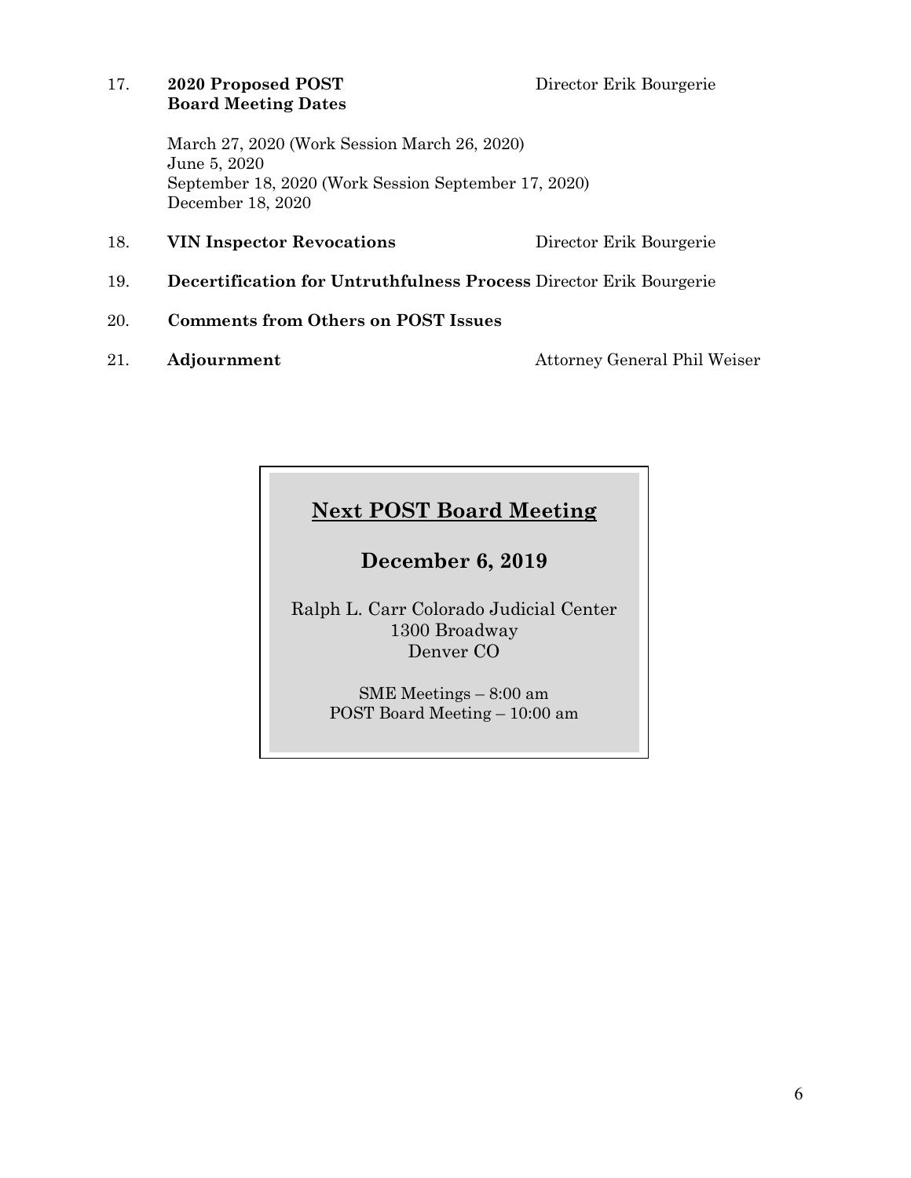17. **2020 Proposed POST Board Meeting Dates** Director Erik Bourgerie

    March 27, 2020 (Work Session March 26, 2020)
    June 5, 2020
    September 18, 2020 (Work Session September 17, 2020)
    December 18, 2020

18. **VIN Inspector Revocations** Director Erik Bourgerie

19. **Decertification for Untruthfulness Process** Director Erik Bourgerie

20. **Comments from Others on POST Issues**

21. **Adjournment** Attorney General Phil Weiser

## <u>Next POST Board Meeting</u>

### December 6, 2019

Ralph L. Carr Colorado Judicial Center
1300 Broadway
Denver CO

SME Meetings – 8:00 am
POST Board Meeting – 10:00 am